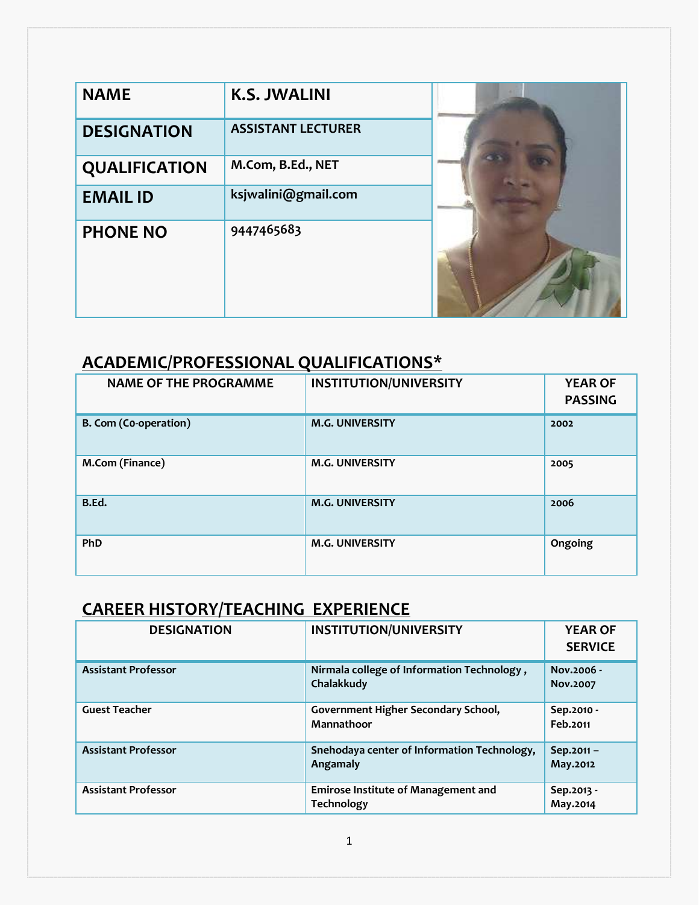| NAME | K.S. JWALINI |
|---|---|
| DESIGNATION | ASSISTANT LECTURER |
| QUALIFICATION | M.Com, B.Ed., NET |
| EMAIL ID | ksjwalini@gmail.com |
| PHONE NO | 9447465683 |

## ACADEMIC/PROFESSIONAL QUALIFICATIONS*

| NAME OF THE PROGRAMME | INSTITUTION/UNIVERSITY | YEAR OF PASSING |
|---|---|---|
| B. Com (C0-operation) | M.G. UNIVERSITY | 2002 |
| M.Com (Finance) | M.G. UNIVERSITY | 2005 |
| B.Ed. | M.G. UNIVERSITY | 2006 |
| PhD | M.G. UNIVERSITY | Ongoing |

## CAREER HISTORY/TEACHING EXPERIENCE

| DESIGNATION | INSTITUTION/UNIVERSITY | YEAR OF SERVICE |
|---|---|---|
| Assistant Professor | Nirmala college of Information Technology , Chalakkudy | Nov.2006 - Nov.2007 |
| Guest Teacher | Government Higher Secondary School, Mannathoor | Sep.2010 - Feb.2011 |
| Assistant Professor | Snehodaya center of Information Technology, Angamaly | Sep.2011 – May.2012 |
| Assistant Professor | Emirose Institute of Management and Technology | Sep.2013 - May.2014 |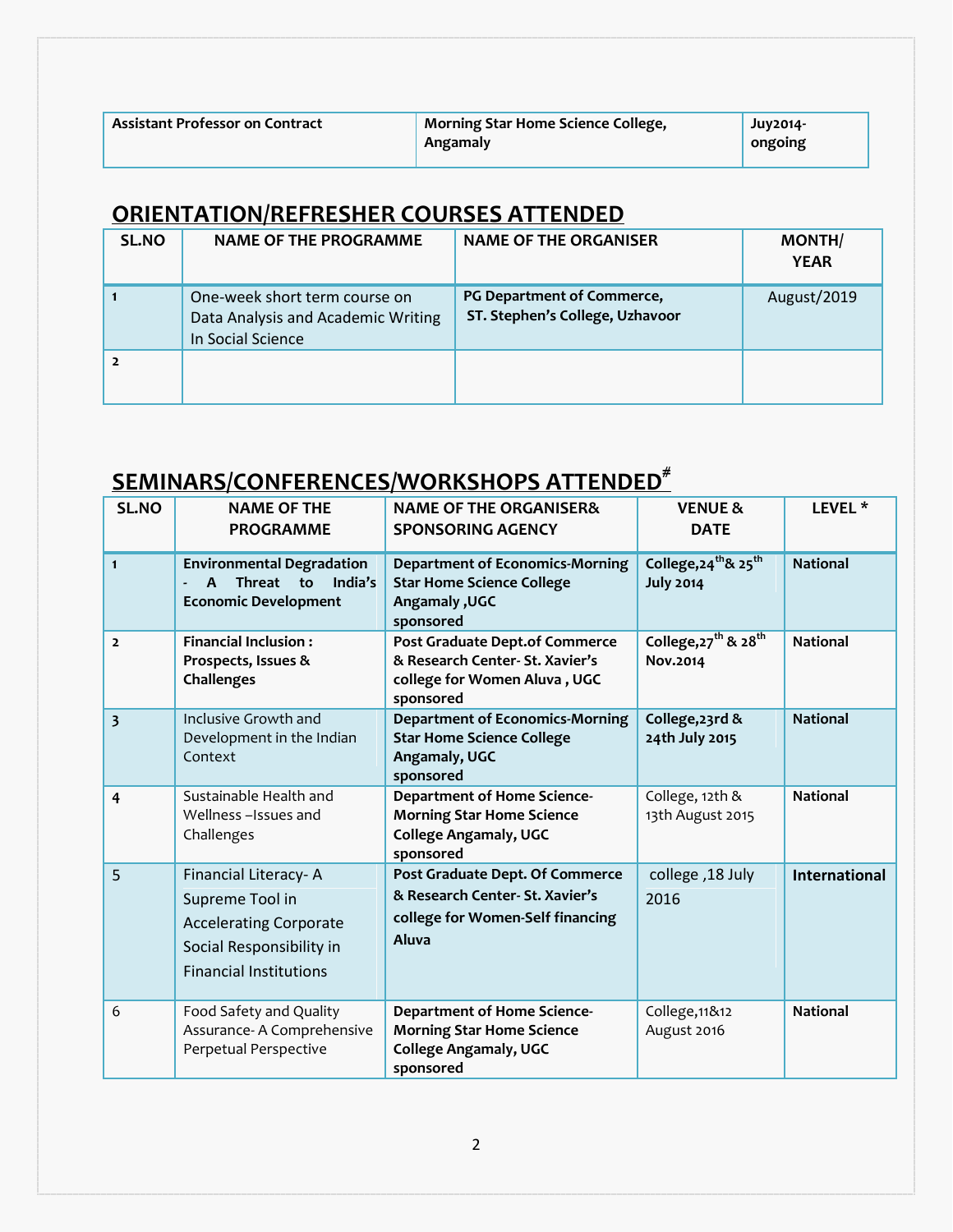| Assistant Professor on Contract | Morning Star Home Science College, Angamaly | Juy2014-ongoing |
|---|---|---|

## ORIENTATION/REFRESHER COURSES ATTENDED

| SL.NO | NAME OF THE PROGRAMME | NAME OF THE ORGANISER | MONTH/ YEAR |
|---|---|---|---|
| 1 | One-week short term course on Data Analysis and Academic Writing In Social Science | PG Department of Commerce, ST. Stephen's College, Uzhavoor | August/2019 |
| 2 | | | |

## SEMINARS/CONFERENCES/WORKSHOPS ATTENDED#

| SL.NO | NAME OF THE PROGRAMME | NAME OF THE ORGANISER& SPONSORING AGENCY | VENUE & DATE | LEVEL * |
|---|---|---|---|---|
| 1 | **Environmental Degradation - A Threat to India's Economic Development** | **Department of Economics-Morning Star Home Science College Angamaly ,UGC sponsored** | **College,24th& 25th July 2014** | **National** |
| 2 | **Financial Inclusion : Prospects, Issues & Challenges** | **Post Graduate Dept.of Commerce & Research Center- St. Xavier's college for Women Aluva , UGC sponsored** | **College,27th & 28th Nov.2014** | **National** |
| 3 | Inclusive Growth and Development in the Indian Context | **Department of Economics-Morning Star Home Science College Angamaly, UGC sponsored** | **College,23rd & 24th July 2015** | **National** |
| 4 | Sustainable Health and Wellness –Issues and Challenges | **Department of Home Science-Morning Star Home Science College Angamaly, UGC sponsored** | College, 12th & 13th August 2015 | **National** |
| 5 | Financial Literacy- A Supreme Tool in Accelerating Corporate Social Responsibility in Financial Institutions | **Post Graduate Dept. Of Commerce & Research Center- St. Xavier's college for Women-Self financing Aluva** | college ,18 July 2016 | **International** |
| 6 | Food Safety and Quality Assurance- A Comprehensive Perpetual Perspective | **Department of Home Science-Morning Star Home Science College Angamaly, UGC sponsored** | College,11&12 August 2016 | **National** |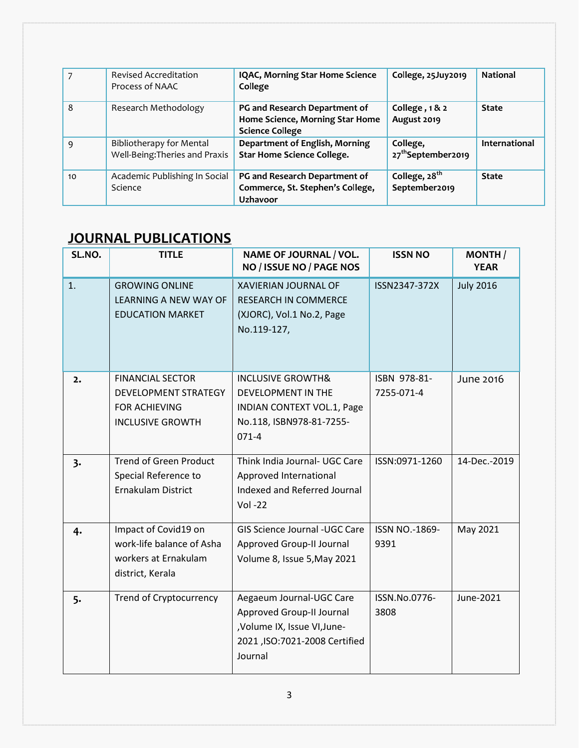| 7 | Revised Accreditation Process of NAAC | **IQAC, Morning Star Home Science College** | **College, 25Juy2019** | **National** |
|---|---|---|---|---|
| 8 | Research Methodology | **PG and Research Department of Home Science, Morning Star Home Science College** | **College , 1 & 2 August 2019** | **State** |
| 9 | Bibliotherapy for Mental Well-Being:Theries and Praxis | **Department of English, Morning Star Home Science College.** | **College, 27th September2019** | **International** |
| 10 | Academic Publishing In Social Science | **PG and Research Department of Commerce, St. Stephen's College, Uzhavoor** | **College, 28th September2019** | **State** |

## JOURNAL PUBLICATIONS

| SL.NO. | TITLE | NAME OF JOURNAL / VOL. NO / ISSUE NO / PAGE NOS | ISSN NO | MONTH / YEAR |
|---|---|---|---|---|
| 1. | GROWING ONLINE LEARNING A NEW WAY OF EDUCATION MARKET | XAVIERIAN JOURNAL OF RESEARCH IN COMMERCE (XJORC), Vol.1 No.2, Page No.119-127, | ISSN2347-372X | July 2016 |
| 2. | FINANCIAL SECTOR DEVELOPMENT STRATEGY FOR ACHIEVING INCLUSIVE GROWTH | INCLUSIVE GROWTH& DEVELOPMENT IN THE INDIAN CONTEXT VOL.1, Page No.118, ISBN978-81-7255-071-4 | ISBN 978-81-7255-071-4 | June 2016 |
| 3. | Trend of Green Product Special Reference to Ernakulam District | Think India Journal- UGC Care Approved International Indexed and Referred Journal Vol -22 | ISSN:0971-1260 | 14-Dec.-2019 |
| 4. | Impact of Covid19 on work-life balance of Asha workers at Ernakulam district, Kerala | GIS Science Journal -UGC Care Approved Group-II Journal Volume 8, Issue 5,May 2021 | ISSN NO.-1869-9391 | May 2021 |
| 5. | Trend of Cryptocurrency | Aegaeum Journal-UGC Care Approved Group-II Journal ,Volume IX, Issue VI,June-2021 ,ISO:7021-2008 Certified Journal | ISSN.No.0776-3808 | June-2021 |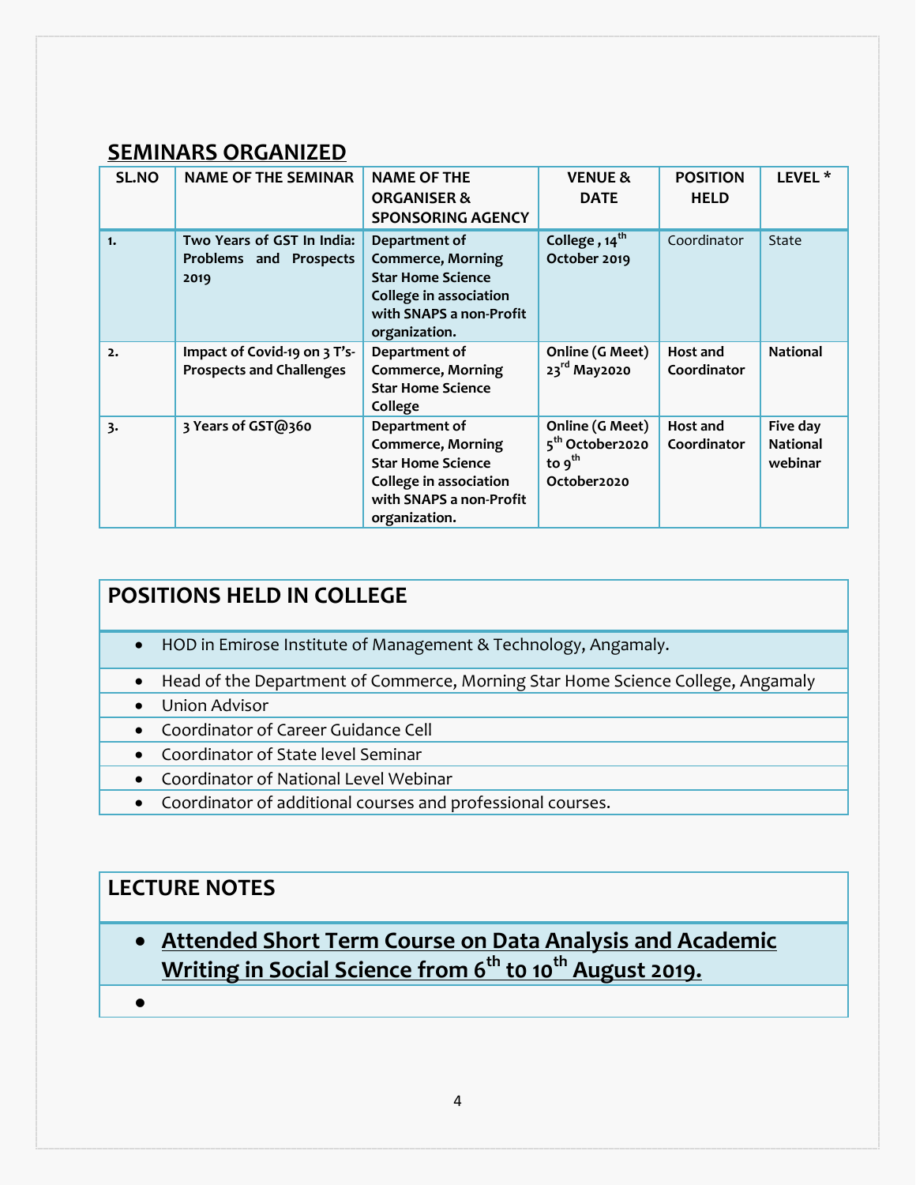## SEMINARS ORGANIZED

| SL.NO | NAME OF THE SEMINAR | NAME OF THE ORGANISER & SPONSORING AGENCY | VENUE & DATE | POSITION HELD | LEVEL * |
|---|---|---|---|---|---|
| 1. | **Two Years of GST In India: Problems and Prospects 2019** | **Department of Commerce, Morning Star Home Science College in association with SNAPS a non-Profit organization.** | **College , 14th October 2019** | Coordinator | State |
| 2. | **Impact of Covid-19 on 3 T's- Prospects and Challenges** | **Department of Commerce, Morning Star Home Science College** | **Online (G Meet) 23rd May2020** | **Host and Coordinator** | **National** |
| 3. | **3 Years of GST@360** | **Department of Commerce, Morning Star Home Science College in association with SNAPS a non-Profit organization.** | **Online (G Meet) 5th October2020 to 9th October2020** | **Host and Coordinator** | **Five day National webinar** |

## POSITIONS HELD IN COLLEGE

- HOD in Emirose Institute of Management & Technology, Angamaly.
- Head of the Department of Commerce, Morning Star Home Science College, Angamaly
- Union Advisor
- Coordinator of Career Guidance Cell
- Coordinator of State level Seminar
- Coordinator of National Level Webinar
- Coordinator of additional courses and professional courses.

## LECTURE NOTES

- **Attended Short Term Course on Data Analysis and Academic Writing in Social Science from 6th to 10th August 2019.**
-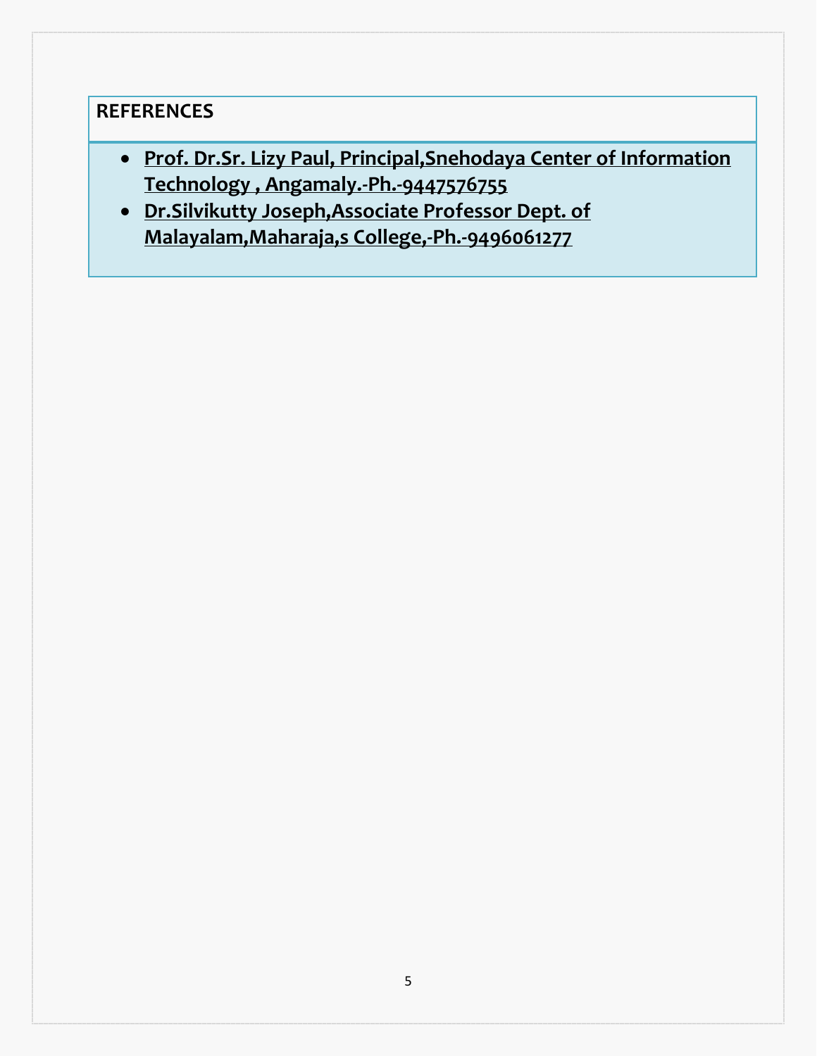## REFERENCES

- **Prof. Dr.Sr. Lizy Paul, Principal,Snehodaya Center of Information Technology , Angamaly.-Ph.-9447576755**
- **Dr.Silvikutty Joseph,Associate Professor Dept. of Malayalam,Maharaja,s College,-Ph.-9496061277**